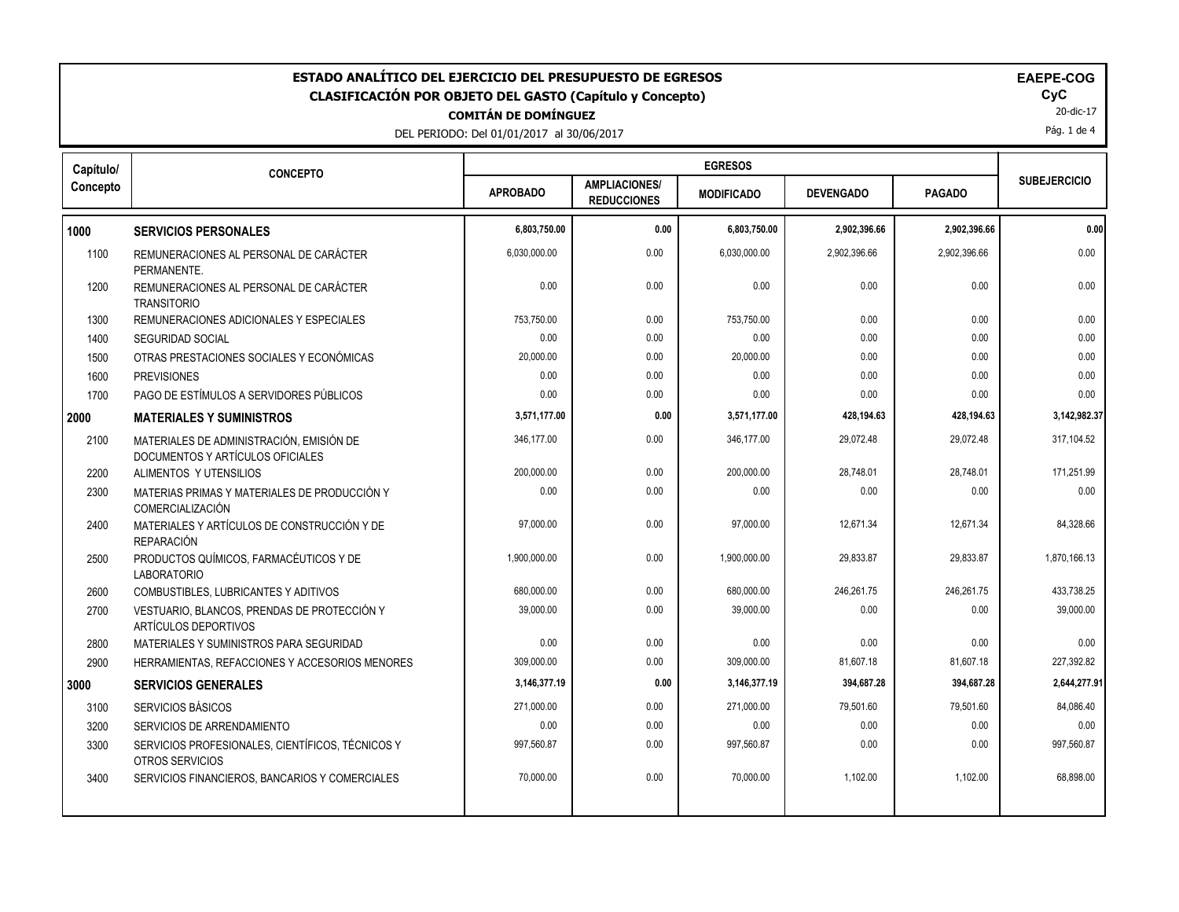# ESTADO ANALÍTICO DEL EJERCICIO DEL PRESUPUESTO DE EGRESOS

## CLASIFICACIÓN POR OBJETO DEL GASTO (Capítulo y Concepto)

**COMITÁN DE DOMÍNGUEZ**

DEL PERIODO: Del 01/01/2017 al 30/06/2017

**EAEPE-COG**
**CyC**
20-dic-17

| Capítulo/ Concepto | CONCEPTO | EGRESOS | | | | | SUBEJERCICIO |
|---|---|---|---|---|---|---|---|
| | | APROBADO | AMPLIACIONES/ REDUCCIONES | MODIFICADO | DEVENGADO | PAGADO | |
| **1000** | **SERVICIOS PERSONALES** | **6,803,750.00** | **0.00** | **6,803,750.00** | **2,902,396.66** | **2,902,396.66** | **0.00** |
| 1100 | REMUNERACIONES AL PERSONAL DE CARÁCTER PERMANENTE. | 6,030,000.00 | 0.00 | 6,030,000.00 | 2,902,396.66 | 2,902,396.66 | 0.00 |
| 1200 | REMUNERACIONES AL PERSONAL DE CARÁCTER TRANSITORIO | 0.00 | 0.00 | 0.00 | 0.00 | 0.00 | 0.00 |
| 1300 | REMUNERACIONES ADICIONALES Y ESPECIALES | 753,750.00 | 0.00 | 753,750.00 | 0.00 | 0.00 | 0.00 |
| 1400 | SEGURIDAD SOCIAL | 0.00 | 0.00 | 0.00 | 0.00 | 0.00 | 0.00 |
| 1500 | OTRAS PRESTACIONES SOCIALES Y ECONÓMICAS | 20,000.00 | 0.00 | 20,000.00 | 0.00 | 0.00 | 0.00 |
| 1600 | PREVISIONES | 0.00 | 0.00 | 0.00 | 0.00 | 0.00 | 0.00 |
| 1700 | PAGO DE ESTÍMULOS A SERVIDORES PÚBLICOS | 0.00 | 0.00 | 0.00 | 0.00 | 0.00 | 0.00 |
| **2000** | **MATERIALES Y SUMINISTROS** | **3,571,177.00** | **0.00** | **3,571,177.00** | **428,194.63** | **428,194.63** | **3,142,982.37** |
| 2100 | MATERIALES DE ADMINISTRACIÓN, EMISIÓN DE DOCUMENTOS Y ARTÍCULOS OFICIALES | 346,177.00 | 0.00 | 346,177.00 | 29,072.48 | 29,072.48 | 317,104.52 |
| 2200 | ALIMENTOS Y UTENSILIOS | 200,000.00 | 0.00 | 200,000.00 | 28,748.01 | 28,748.01 | 171,251.99 |
| 2300 | MATERIAS PRIMAS Y MATERIALES DE PRODUCCIÓN Y COMERCIALIZACIÓN | 0.00 | 0.00 | 0.00 | 0.00 | 0.00 | 0.00 |
| 2400 | MATERIALES Y ARTÍCULOS DE CONSTRUCCIÓN Y DE REPARACIÓN | 97,000.00 | 0.00 | 97,000.00 | 12,671.34 | 12,671.34 | 84,328.66 |
| 2500 | PRODUCTOS QUÍMICOS, FARMACÉUTICOS Y DE LABORATORIO | 1,900,000.00 | 0.00 | 1,900,000.00 | 29,833.87 | 29,833.87 | 1,870,166.13 |
| 2600 | COMBUSTIBLES, LUBRICANTES Y ADITIVOS | 680,000.00 | 0.00 | 680,000.00 | 246,261.75 | 246,261.75 | 433,738.25 |
| 2700 | VESTUARIO, BLANCOS, PRENDAS DE PROTECCIÓN Y ARTÍCULOS DEPORTIVOS | 39,000.00 | 0.00 | 39,000.00 | 0.00 | 0.00 | 39,000.00 |
| 2800 | MATERIALES Y SUMINISTROS PARA SEGURIDAD | 0.00 | 0.00 | 0.00 | 0.00 | 0.00 | 0.00 |
| 2900 | HERRAMIENTAS, REFACCIONES Y ACCESORIOS MENORES | 309,000.00 | 0.00 | 309,000.00 | 81,607.18 | 81,607.18 | 227,392.82 |
| **3000** | **SERVICIOS GENERALES** | **3,146,377.19** | **0.00** | **3,146,377.19** | **394,687.28** | **394,687.28** | **2,644,277.91** |
| 3100 | SERVICIOS BÁSICOS | 271,000.00 | 0.00 | 271,000.00 | 79,501.60 | 79,501.60 | 84,086.40 |
| 3200 | SERVICIOS DE ARRENDAMIENTO | 0.00 | 0.00 | 0.00 | 0.00 | 0.00 | 0.00 |
| 3300 | SERVICIOS PROFESIONALES, CIENTÍFICOS, TÉCNICOS Y OTROS SERVICIOS | 997,560.87 | 0.00 | 997,560.87 | 0.00 | 0.00 | 997,560.87 |
| 3400 | SERVICIOS FINANCIEROS, BANCARIOS Y COMERCIALES | 70,000.00 | 0.00 | 70,000.00 | 1,102.00 | 1,102.00 | 68,898.00 |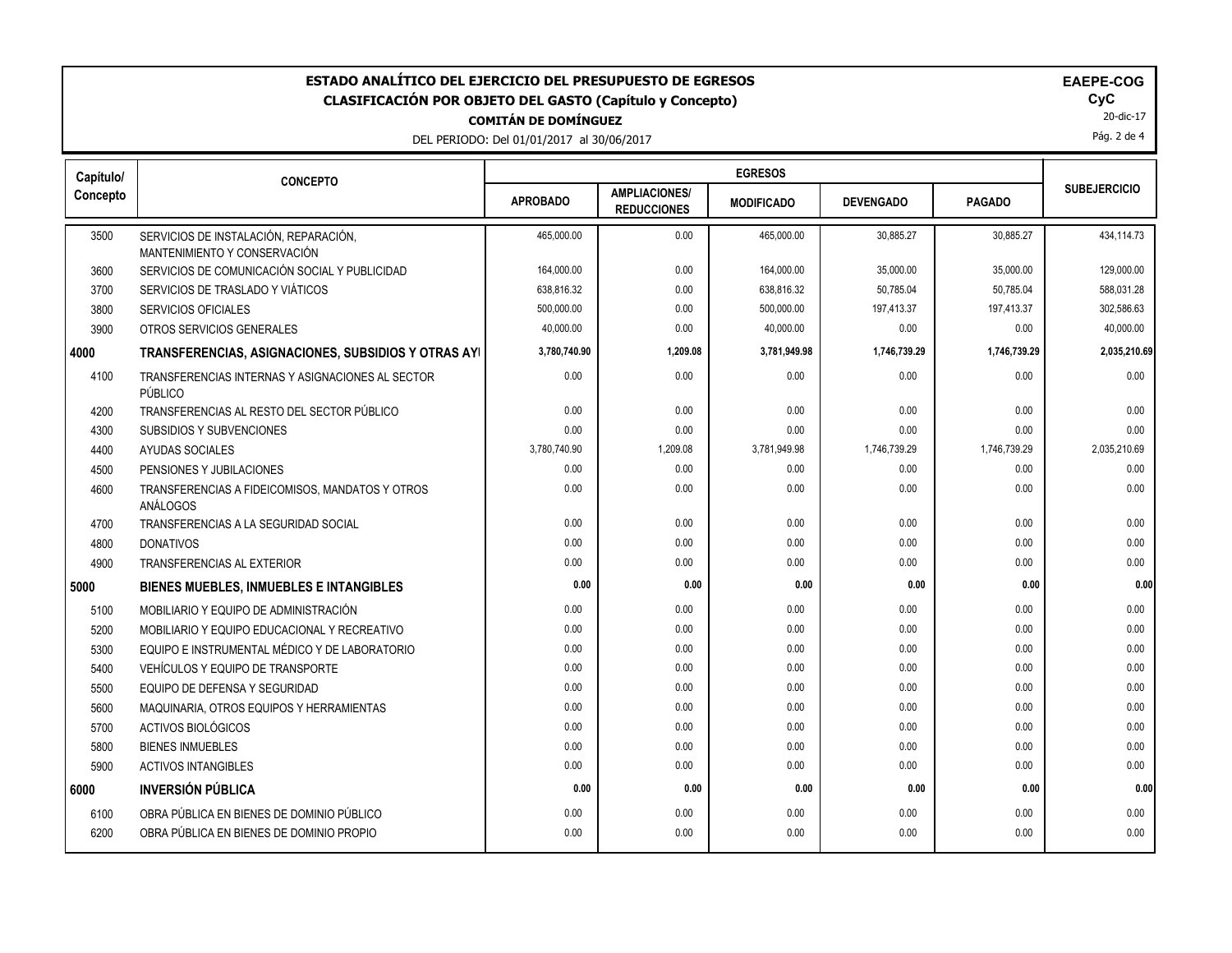# ESTADO ANALÍTICO DEL EJERCICIO DEL PRESUPUESTO DE EGRESOS

## CLASIFICACIÓN POR OBJETO DEL GASTO (Capítulo y Concepto)

**COMITÁN DE DOMÍNGUEZ**

DEL PERIODO: Del 01/01/2017 al 30/06/2017

**EAEPE-COG**
**CyC**
20-dic-17

| Capítulo/ Concepto | CONCEPTO | EGRESOS | | | | | SUBEJERCICIO |
|---|---|---|---|---|---|---|---|
| | | APROBADO | AMPLIACIONES/ REDUCCIONES | MODIFICADO | DEVENGADO | PAGADO | |
| 3500 | SERVICIOS DE INSTALACIÓN, REPARACIÓN, MANTENIMIENTO Y CONSERVACIÓN | 465,000.00 | 0.00 | 465,000.00 | 30,885.27 | 30,885.27 | 434,114.73 |
| 3600 | SERVICIOS DE COMUNICACIÓN SOCIAL Y PUBLICIDAD | 164,000.00 | 0.00 | 164,000.00 | 35,000.00 | 35,000.00 | 129,000.00 |
| 3700 | SERVICIOS DE TRASLADO Y VIÁTICOS | 638,816.32 | 0.00 | 638,816.32 | 50,785.04 | 50,785.04 | 588,031.28 |
| 3800 | SERVICIOS OFICIALES | 500,000.00 | 0.00 | 500,000.00 | 197,413.37 | 197,413.37 | 302,586.63 |
| 3900 | OTROS SERVICIOS GENERALES | 40,000.00 | 0.00 | 40,000.00 | 0.00 | 0.00 | 40,000.00 |
| **4000** | **TRANSFERENCIAS, ASIGNACIONES, SUBSIDIOS Y OTRAS AYI** | **3,780,740.90** | **1,209.08** | **3,781,949.98** | **1,746,739.29** | **1,746,739.29** | **2,035,210.69** |
| 4100 | TRANSFERENCIAS INTERNAS Y ASIGNACIONES AL SECTOR PÚBLICO | 0.00 | 0.00 | 0.00 | 0.00 | 0.00 | 0.00 |
| 4200 | TRANSFERENCIAS AL RESTO DEL SECTOR PÚBLICO | 0.00 | 0.00 | 0.00 | 0.00 | 0.00 | 0.00 |
| 4300 | SUBSIDIOS Y SUBVENCIONES | 0.00 | 0.00 | 0.00 | 0.00 | 0.00 | 0.00 |
| 4400 | AYUDAS SOCIALES | 3,780,740.90 | 1,209.08 | 3,781,949.98 | 1,746,739.29 | 1,746,739.29 | 2,035,210.69 |
| 4500 | PENSIONES Y JUBILACIONES | 0.00 | 0.00 | 0.00 | 0.00 | 0.00 | 0.00 |
| 4600 | TRANSFERENCIAS A FIDEICOMISOS, MANDATOS Y OTROS ANÁLOGOS | 0.00 | 0.00 | 0.00 | 0.00 | 0.00 | 0.00 |
| 4700 | TRANSFERENCIAS A LA SEGURIDAD SOCIAL | 0.00 | 0.00 | 0.00 | 0.00 | 0.00 | 0.00 |
| 4800 | DONATIVOS | 0.00 | 0.00 | 0.00 | 0.00 | 0.00 | 0.00 |
| 4900 | TRANSFERENCIAS AL EXTERIOR | 0.00 | 0.00 | 0.00 | 0.00 | 0.00 | 0.00 |
| **5000** | **BIENES MUEBLES, INMUEBLES E INTANGIBLES** | **0.00** | **0.00** | **0.00** | **0.00** | **0.00** | **0.00** |
| 5100 | MOBILIARIO Y EQUIPO DE ADMINISTRACIÓN | 0.00 | 0.00 | 0.00 | 0.00 | 0.00 | 0.00 |
| 5200 | MOBILIARIO Y EQUIPO EDUCACIONAL Y RECREATIVO | 0.00 | 0.00 | 0.00 | 0.00 | 0.00 | 0.00 |
| 5300 | EQUIPO E INSTRUMENTAL MÉDICO Y DE LABORATORIO | 0.00 | 0.00 | 0.00 | 0.00 | 0.00 | 0.00 |
| 5400 | VEHÍCULOS Y EQUIPO DE TRANSPORTE | 0.00 | 0.00 | 0.00 | 0.00 | 0.00 | 0.00 |
| 5500 | EQUIPO DE DEFENSA Y SEGURIDAD | 0.00 | 0.00 | 0.00 | 0.00 | 0.00 | 0.00 |
| 5600 | MAQUINARIA, OTROS EQUIPOS Y HERRAMIENTAS | 0.00 | 0.00 | 0.00 | 0.00 | 0.00 | 0.00 |
| 5700 | ACTIVOS BIOLÓGICOS | 0.00 | 0.00 | 0.00 | 0.00 | 0.00 | 0.00 |
| 5800 | BIENES INMUEBLES | 0.00 | 0.00 | 0.00 | 0.00 | 0.00 | 0.00 |
| 5900 | ACTIVOS INTANGIBLES | 0.00 | 0.00 | 0.00 | 0.00 | 0.00 | 0.00 |
| **6000** | **INVERSIÓN PÚBLICA** | **0.00** | **0.00** | **0.00** | **0.00** | **0.00** | **0.00** |
| 6100 | OBRA PÚBLICA EN BIENES DE DOMINIO PÚBLICO | 0.00 | 0.00 | 0.00 | 0.00 | 0.00 | 0.00 |
| 6200 | OBRA PÚBLICA EN BIENES DE DOMINIO PROPIO | 0.00 | 0.00 | 0.00 | 0.00 | 0.00 | 0.00 |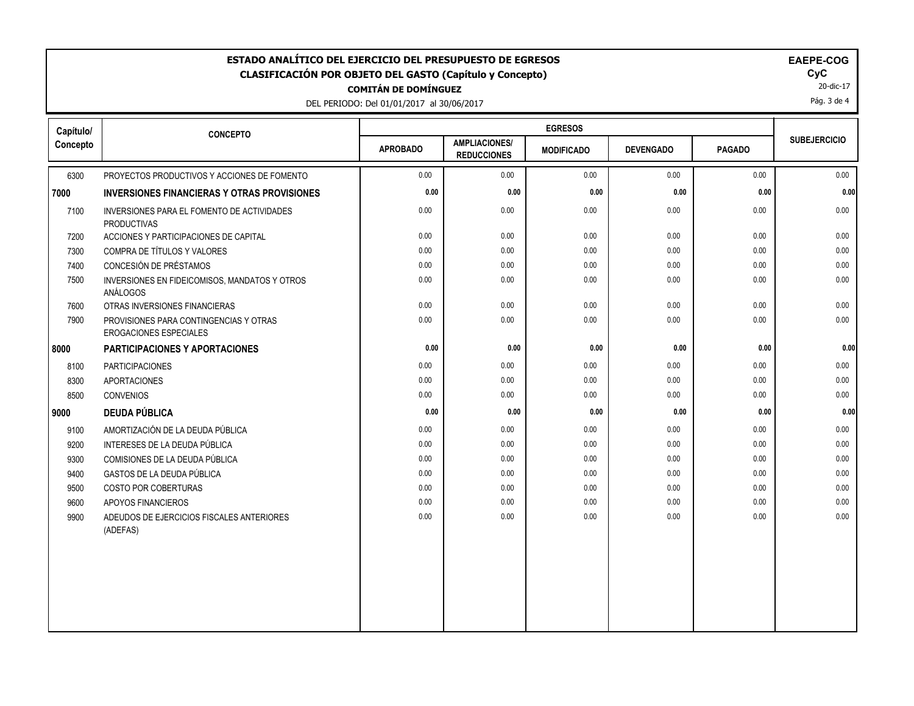**ESTADO ANALÍTICO DEL EJERCICIO DEL PRESUPUESTO DE EGRESOS**
**CLASIFICACIÓN POR OBJETO DEL GASTO (Capítulo y Concepto)**
**COMITÁN DE DOMÍNGUEZ**
DEL PERIODO: Del 01/01/2017 al 30/06/2017

**EAEPE-COG**
**CyC**
20-dic-17

| Capítulo/ Concepto | CONCEPTO | EGRESOS | | | | | SUBEJERCICIO |
|---|---|---|---|---|---|---|---|
| | | APROBADO | AMPLIACIONES/ REDUCCIONES | MODIFICADO | DEVENGADO | PAGADO | |
| 6300 | PROYECTOS PRODUCTIVOS Y ACCIONES DE FOMENTO | 0.00 | 0.00 | 0.00 | 0.00 | 0.00 | 0.00 |
| **7000** | **INVERSIONES FINANCIERAS Y OTRAS PROVISIONES** | **0.00** | **0.00** | **0.00** | **0.00** | **0.00** | **0.00** |
| 7100 | INVERSIONES PARA EL FOMENTO DE ACTIVIDADES PRODUCTIVAS | 0.00 | 0.00 | 0.00 | 0.00 | 0.00 | 0.00 |
| 7200 | ACCIONES Y PARTICIPACIONES DE CAPITAL | 0.00 | 0.00 | 0.00 | 0.00 | 0.00 | 0.00 |
| 7300 | COMPRA DE TÍTULOS Y VALORES | 0.00 | 0.00 | 0.00 | 0.00 | 0.00 | 0.00 |
| 7400 | CONCESIÓN DE PRÉSTAMOS | 0.00 | 0.00 | 0.00 | 0.00 | 0.00 | 0.00 |
| 7500 | INVERSIONES EN FIDEICOMISOS, MANDATOS Y OTROS ANÁLOGOS | 0.00 | 0.00 | 0.00 | 0.00 | 0.00 | 0.00 |
| 7600 | OTRAS INVERSIONES FINANCIERAS | 0.00 | 0.00 | 0.00 | 0.00 | 0.00 | 0.00 |
| 7900 | PROVISIONES PARA CONTINGENCIAS Y OTRAS EROGACIONES ESPECIALES | 0.00 | 0.00 | 0.00 | 0.00 | 0.00 | 0.00 |
| **8000** | **PARTICIPACIONES Y APORTACIONES** | **0.00** | **0.00** | **0.00** | **0.00** | **0.00** | **0.00** |
| 8100 | PARTICIPACIONES | 0.00 | 0.00 | 0.00 | 0.00 | 0.00 | 0.00 |
| 8300 | APORTACIONES | 0.00 | 0.00 | 0.00 | 0.00 | 0.00 | 0.00 |
| 8500 | CONVENIOS | 0.00 | 0.00 | 0.00 | 0.00 | 0.00 | 0.00 |
| **9000** | **DEUDA PÚBLICA** | **0.00** | **0.00** | **0.00** | **0.00** | **0.00** | **0.00** |
| 9100 | AMORTIZACIÓN DE LA DEUDA PÚBLICA | 0.00 | 0.00 | 0.00 | 0.00 | 0.00 | 0.00 |
| 9200 | INTERESES DE LA DEUDA PÚBLICA | 0.00 | 0.00 | 0.00 | 0.00 | 0.00 | 0.00 |
| 9300 | COMISIONES DE LA DEUDA PÚBLICA | 0.00 | 0.00 | 0.00 | 0.00 | 0.00 | 0.00 |
| 9400 | GASTOS DE LA DEUDA PÚBLICA | 0.00 | 0.00 | 0.00 | 0.00 | 0.00 | 0.00 |
| 9500 | COSTO POR COBERTURAS | 0.00 | 0.00 | 0.00 | 0.00 | 0.00 | 0.00 |
| 9600 | APOYOS FINANCIEROS | 0.00 | 0.00 | 0.00 | 0.00 | 0.00 | 0.00 |
| 9900 | ADEUDOS DE EJERCICIOS FISCALES ANTERIORES (ADEFAS) | 0.00 | 0.00 | 0.00 | 0.00 | 0.00 | 0.00 |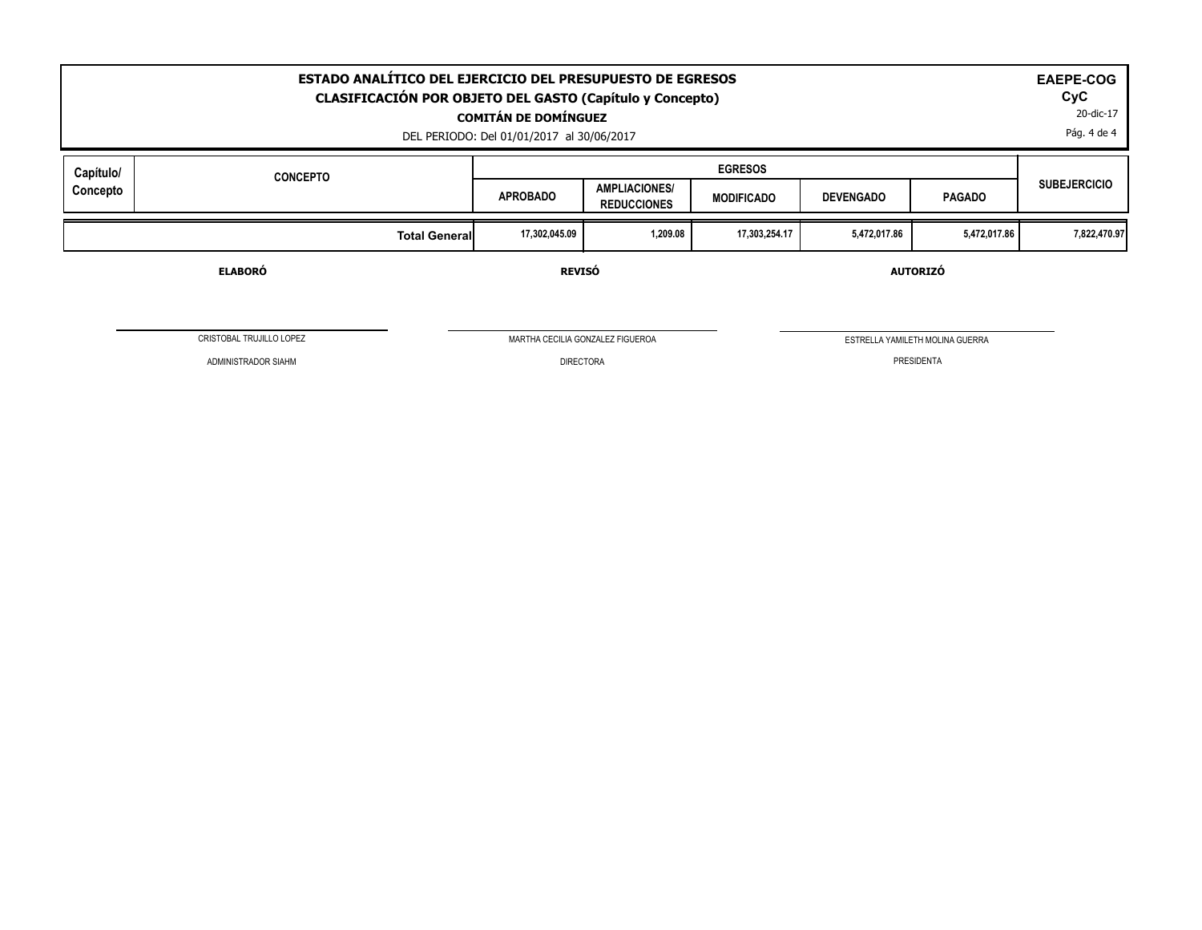# ESTADO ANALÍTICO DEL EJERCICIO DEL PRESUPUESTO DE EGRESOS
## CLASIFICACIÓN POR OBJETO DEL GASTO (Capítulo y Concepto)
### COMITÁN DE DOMÍNGUEZ

DEL PERIODO: Del 01/01/2017 al 30/06/2017

**EAEPE-COG**
**CyC**
20-dic-17

| Capítulo/ Concepto | CONCEPTO | EGRESOS | | | | | SUBEJERCICIO |
|---|---|---|---|---|---|---|---|
| | | APROBADO | AMPLIACIONES/ REDUCCIONES | MODIFICADO | DEVENGADO | PAGADO | |
| | **Total General** | 17,302,045.09 | 1,209.08 | 17,303,254.17 | 5,472,017.86 | 5,472,017.86 | 7,822,470.97 |

| ELABORÓ | REVISÓ | AUTORIZÓ |
|---|---|---|
| CRISTOBAL TRUJILLO LOPEZ | MARTHA CECILIA GONZALEZ FIGUEROA | ESTRELLA YAMILETH MOLINA GUERRA |
| ADMINISTRADOR SIAHM | DIRECTORA | PRESIDENTA |